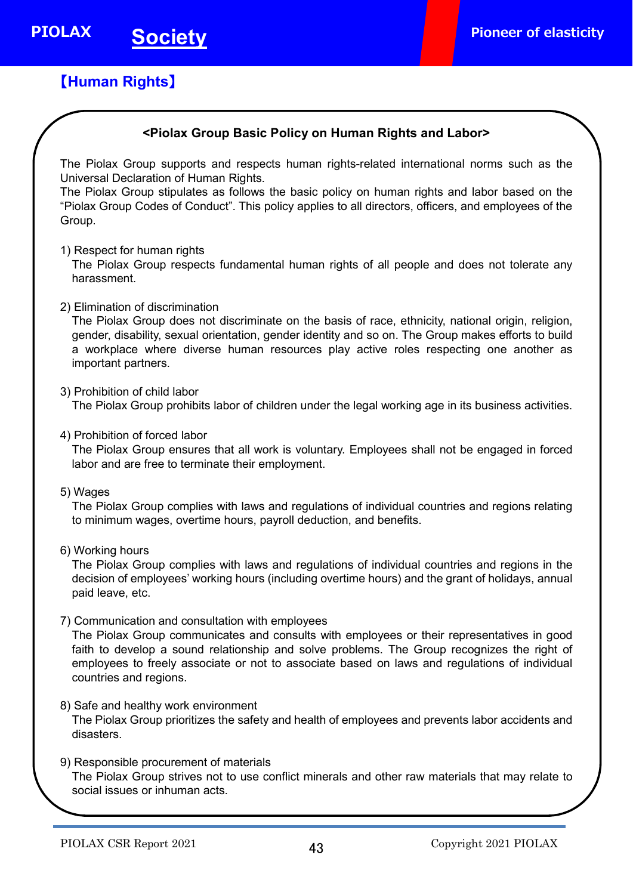# Society

## 【Human Rights】

### <Piolax Group Basic Policy on Human Rights and Labor>

The Piolax Group supports and respects human rights-related international norms such as the Universal Declaration of Human Rights.
The Piolax Group stipulates as follows the basic policy on human rights and labor based on the "Piolax Group Codes of Conduct". This policy applies to all directors, officers, and employees of the Group.

1) Respect for human rights
The Piolax Group respects fundamental human rights of all people and does not tolerate any harassment.

2) Elimination of discrimination
The Piolax Group does not discriminate on the basis of race, ethnicity, national origin, religion, gender, disability, sexual orientation, gender identity and so on. The Group makes efforts to build a workplace where diverse human resources play active roles respecting one another as important partners.

3) Prohibition of child labor
The Piolax Group prohibits labor of children under the legal working age in its business activities.

4) Prohibition of forced labor
The Piolax Group ensures that all work is voluntary. Employees shall not be engaged in forced labor and are free to terminate their employment.

5) Wages
The Piolax Group complies with laws and regulations of individual countries and regions relating to minimum wages, overtime hours, payroll deduction, and benefits.

6) Working hours
The Piolax Group complies with laws and regulations of individual countries and regions in the decision of employees' working hours (including overtime hours) and the grant of holidays, annual paid leave, etc.

7) Communication and consultation with employees
The Piolax Group communicates and consults with employees or their representatives in good faith to develop a sound relationship and solve problems. The Group recognizes the right of employees to freely associate or not to associate based on laws and regulations of individual countries and regions.

8) Safe and healthy work environment
The Piolax Group prioritizes the safety and health of employees and prevents labor accidents and disasters.

9) Responsible procurement of materials
The Piolax Group strives not to use conflict minerals and other raw materials that may relate to social issues or inhuman acts.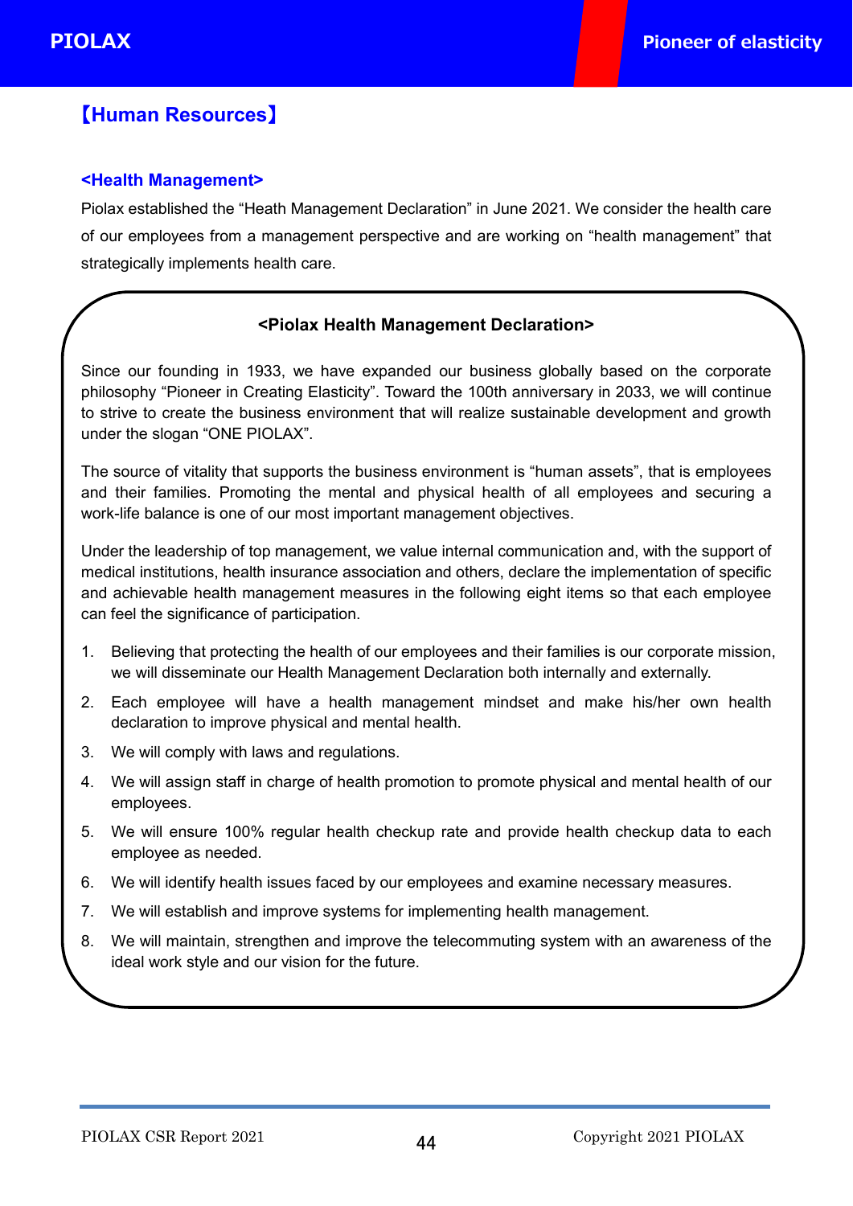## 【Human Resources】

### <Health Management>

Piolax established the “Heath Management Declaration” in June 2021. We consider the health care of our employees from a management perspective and are working on “health management” that strategically implements health care.

**<Piolax Health Management Declaration>**

Since our founding in 1933, we have expanded our business globally based on the corporate philosophy “Pioneer in Creating Elasticity”. Toward the 100th anniversary in 2033, we will continue to strive to create the business environment that will realize sustainable development and growth under the slogan “ONE PIOLAX”.

The source of vitality that supports the business environment is “human assets”, that is employees and their families. Promoting the mental and physical health of all employees and securing a work-life balance is one of our most important management objectives.

Under the leadership of top management, we value internal communication and, with the support of medical institutions, health insurance association and others, declare the implementation of specific and achievable health management measures in the following eight items so that each employee can feel the significance of participation.

1. Believing that protecting the health of our employees and their families is our corporate mission, we will disseminate our Health Management Declaration both internally and externally.
2. Each employee will have a health management mindset and make his/her own health declaration to improve physical and mental health.
3. We will comply with laws and regulations.
4. We will assign staff in charge of health promotion to promote physical and mental health of our employees.
5. We will ensure 100% regular health checkup rate and provide health checkup data to each employee as needed.
6. We will identify health issues faced by our employees and examine necessary measures.
7. We will establish and improve systems for implementing health management.
8. We will maintain, strengthen and improve the telecommuting system with an awareness of the ideal work style and our vision for the future.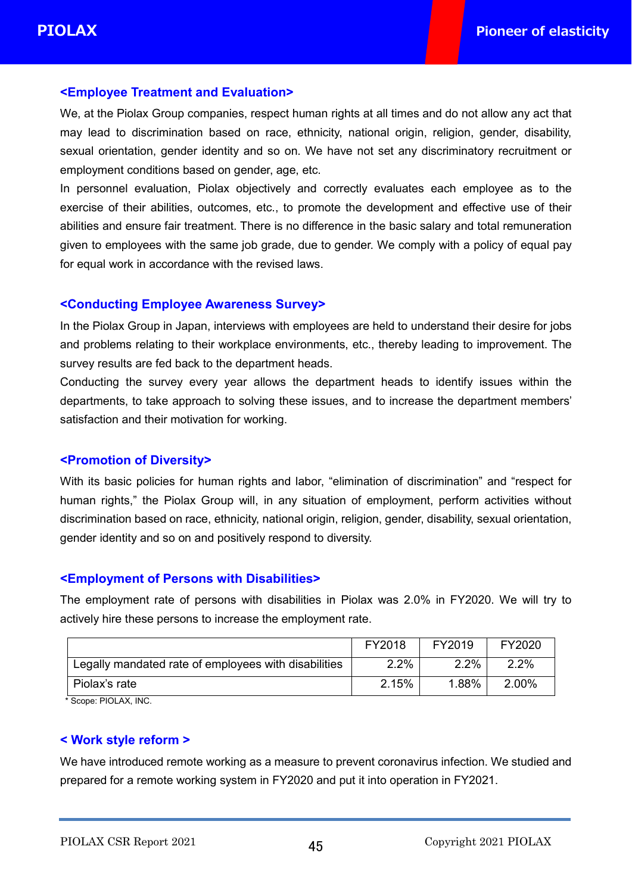## <Employee Treatment and Evaluation>

We, at the Piolax Group companies, respect human rights at all times and do not allow any act that may lead to discrimination based on race, ethnicity, national origin, religion, gender, disability, sexual orientation, gender identity and so on. We have not set any discriminatory recruitment or employment conditions based on gender, age, etc.

In personnel evaluation, Piolax objectively and correctly evaluates each employee as to the exercise of their abilities, outcomes, etc., to promote the development and effective use of their abilities and ensure fair treatment. There is no difference in the basic salary and total remuneration given to employees with the same job grade, due to gender. We comply with a policy of equal pay for equal work in accordance with the revised laws.

## <Conducting Employee Awareness Survey>

In the Piolax Group in Japan, interviews with employees are held to understand their desire for jobs and problems relating to their workplace environments, etc., thereby leading to improvement. The survey results are fed back to the department heads.

Conducting the survey every year allows the department heads to identify issues within the departments, to take approach to solving these issues, and to increase the department members' satisfaction and their motivation for working.

## <Promotion of Diversity>

With its basic policies for human rights and labor, "elimination of discrimination" and "respect for human rights," the Piolax Group will, in any situation of employment, perform activities without discrimination based on race, ethnicity, national origin, religion, gender, disability, sexual orientation, gender identity and so on and positively respond to diversity.

## <Employment of Persons with Disabilities>

The employment rate of persons with disabilities in Piolax was 2.0% in FY2020. We will try to actively hire these persons to increase the employment rate.

| | FY2018 | FY2019 | FY2020 |
|---|---|---|---|
| Legally mandated rate of employees with disabilities | 2.2% | 2.2% | 2.2% |
| Piolax's rate | 2.15% | 1.88% | 2.00% |

\* Scope: PIOLAX, INC.

## < Work style reform >

We have introduced remote working as a measure to prevent coronavirus infection. We studied and prepared for a remote working system in FY2020 and put it into operation in FY2021.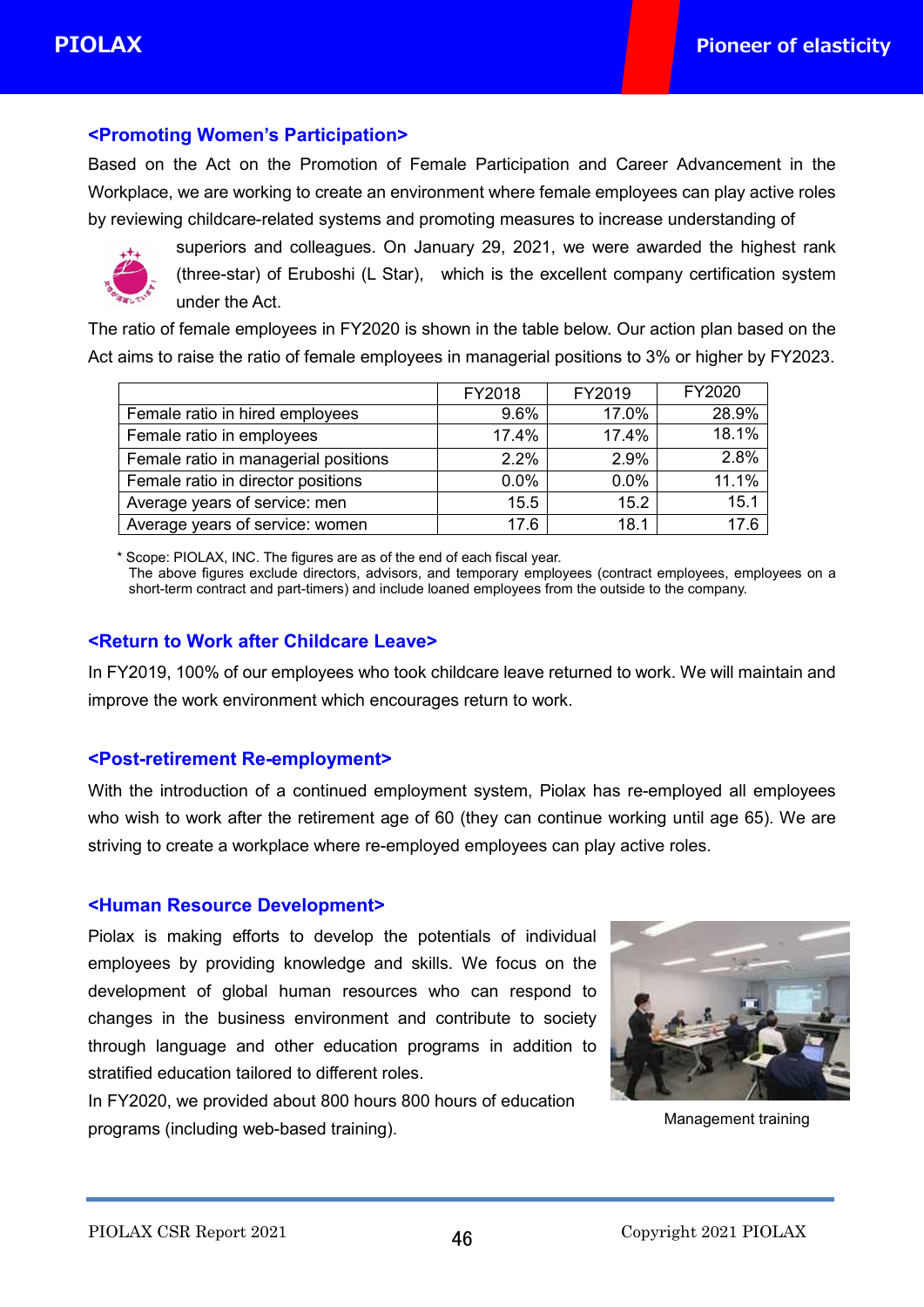## <Promoting Women's Participation>

Based on the Act on the Promotion of Female Participation and Career Advancement in the Workplace, we are working to create an environment where female employees can play active roles by reviewing childcare-related systems and promoting measures to increase understanding of superiors and colleagues. On January 29, 2021, we were awarded the highest rank (three-star) of Eruboshi (L Star), which is the excellent company certification system under the Act.

The ratio of female employees in FY2020 is shown in the table below. Our action plan based on the Act aims to raise the ratio of female employees in managerial positions to 3% or higher by FY2023.

| | FY2018 | FY2019 | FY2020 |
|---|---|---|---|
| Female ratio in hired employees | 9.6% | 17.0% | 28.9% |
| Female ratio in employees | 17.4% | 17.4% | 18.1% |
| Female ratio in managerial positions | 2.2% | 2.9% | 2.8% |
| Female ratio in director positions | 0.0% | 0.0% | 11.1% |
| Average years of service: men | 15.5 | 15.2 | 15.1 |
| Average years of service: women | 17.6 | 18.1 | 17.6 |

\* Scope: PIOLAX, INC. The figures are as of the end of each fiscal year.
The above figures exclude directors, advisors, and temporary employees (contract employees, employees on a short-term contract and part-timers) and include loaned employees from the outside to the company.

## <Return to Work after Childcare Leave>

In FY2019, 100% of our employees who took childcare leave returned to work. We will maintain and improve the work environment which encourages return to work.

## <Post-retirement Re-employment>

With the introduction of a continued employment system, Piolax has re-employed all employees who wish to work after the retirement age of 60 (they can continue working until age 65). We are striving to create a workplace where re-employed employees can play active roles.

## <Human Resource Development>

Piolax is making efforts to develop the potentials of individual employees by providing knowledge and skills. We focus on the development of global human resources who can respond to changes in the business environment and contribute to society through language and other education programs in addition to stratified education tailored to different roles.

In FY2020, we provided about 800 hours 800 hours of education programs (including web-based training).

Management training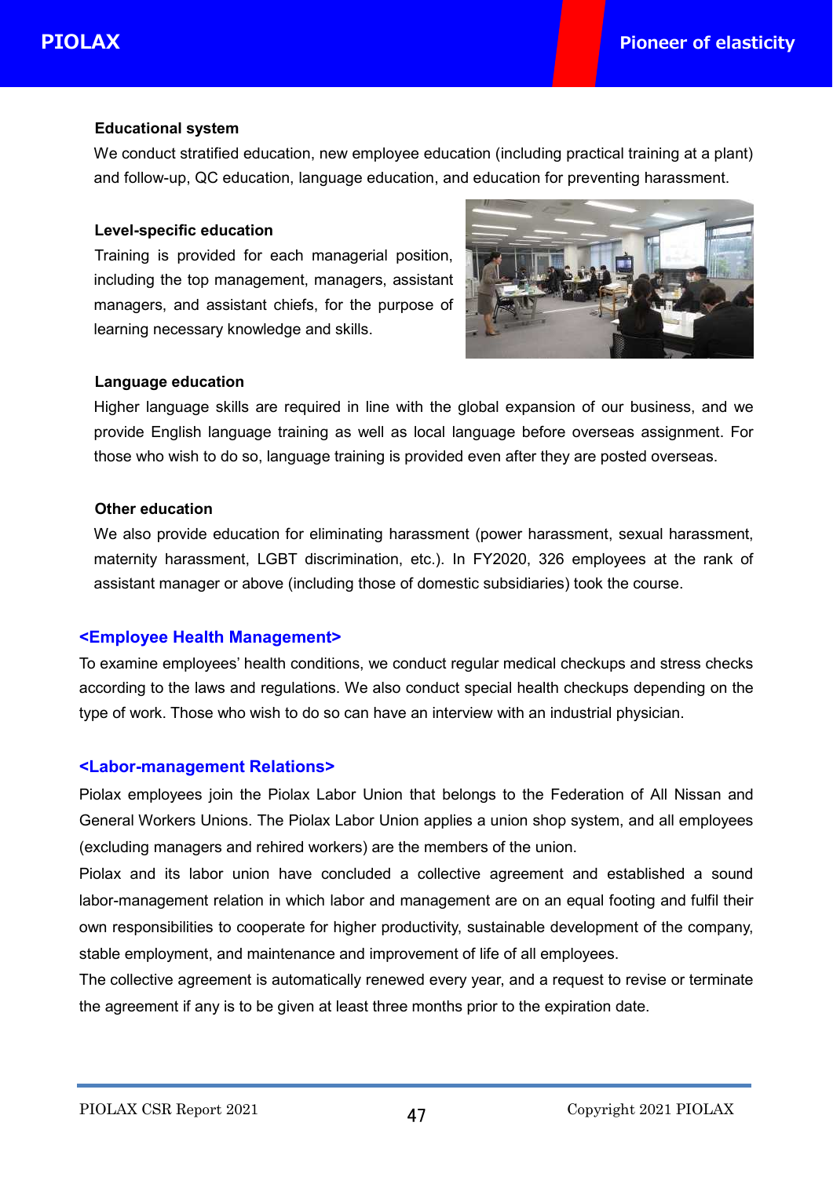### Educational system

We conduct stratified education, new employee education (including practical training at a plant) and follow-up, QC education, language education, and education for preventing harassment.

### Level-specific education

Training is provided for each managerial position, including the top management, managers, assistant managers, and assistant chiefs, for the purpose of learning necessary knowledge and skills.

### Language education

Higher language skills are required in line with the global expansion of our business, and we provide English language training as well as local language before overseas assignment. For those who wish to do so, language training is provided even after they are posted overseas.

### Other education

We also provide education for eliminating harassment (power harassment, sexual harassment, maternity harassment, LGBT discrimination, etc.). In FY2020, 326 employees at the rank of assistant manager or above (including those of domestic subsidiaries) took the course.

## <Employee Health Management>

To examine employees' health conditions, we conduct regular medical checkups and stress checks according to the laws and regulations. We also conduct special health checkups depending on the type of work. Those who wish to do so can have an interview with an industrial physician.

## <Labor-management Relations>

Piolax employees join the Piolax Labor Union that belongs to the Federation of All Nissan and General Workers Unions. The Piolax Labor Union applies a union shop system, and all employees (excluding managers and rehired workers) are the members of the union.

Piolax and its labor union have concluded a collective agreement and established a sound labor-management relation in which labor and management are on an equal footing and fulfil their own responsibilities to cooperate for higher productivity, sustainable development of the company, stable employment, and maintenance and improvement of life of all employees.

The collective agreement is automatically renewed every year, and a request to revise or terminate the agreement if any is to be given at least three months prior to the expiration date.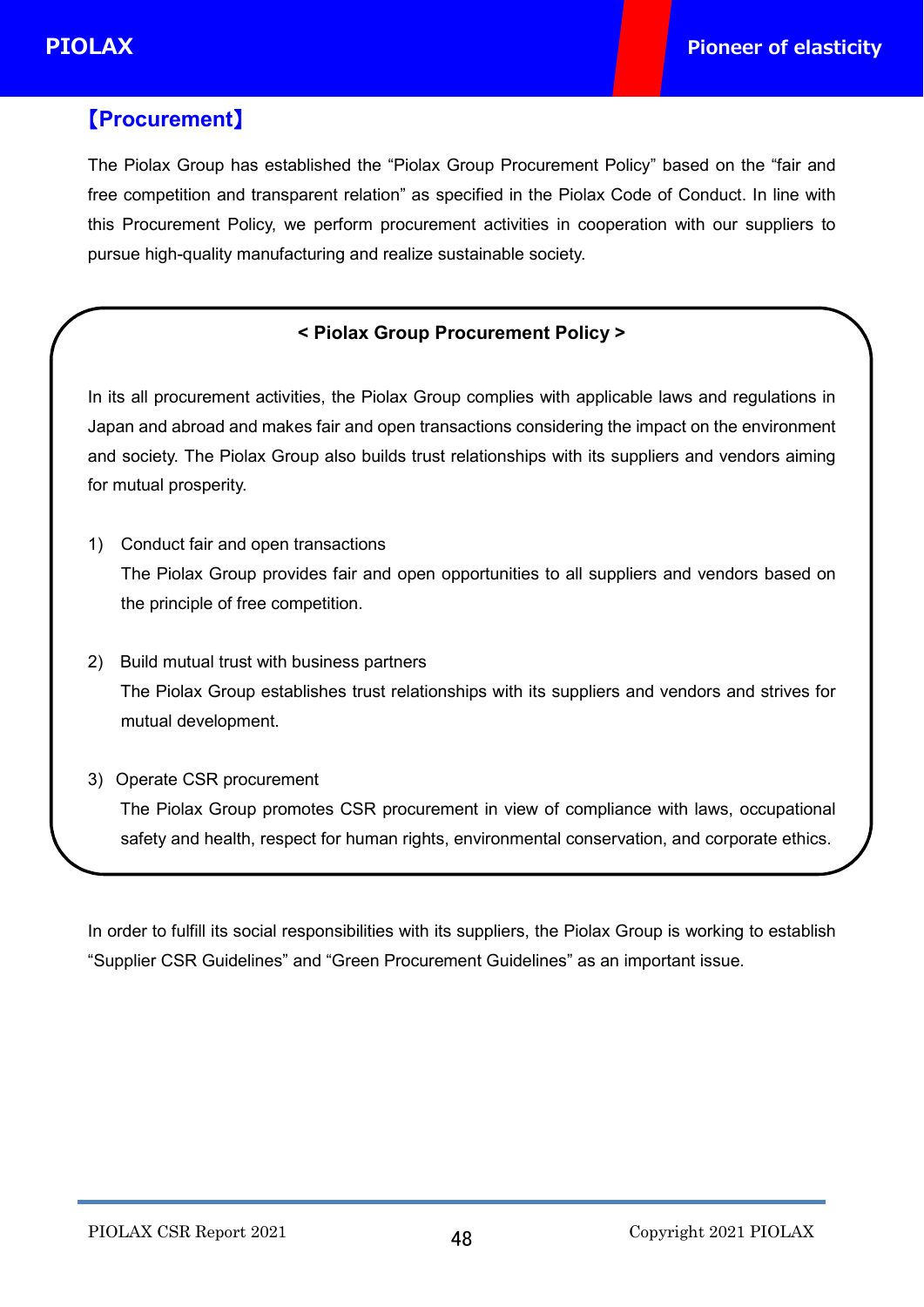## 【Procurement】

The Piolax Group has established the "Piolax Group Procurement Policy" based on the "fair and free competition and transparent relation" as specified in the Piolax Code of Conduct. In line with this Procurement Policy, we perform procurement activities in cooperation with our suppliers to pursue high-quality manufacturing and realize sustainable society.

**< Piolax Group Procurement Policy >**

In its all procurement activities, the Piolax Group complies with applicable laws and regulations in Japan and abroad and makes fair and open transactions considering the impact on the environment and society. The Piolax Group also builds trust relationships with its suppliers and vendors aiming for mutual prosperity.

1) Conduct fair and open transactions
   The Piolax Group provides fair and open opportunities to all suppliers and vendors based on the principle of free competition.

2) Build mutual trust with business partners
   The Piolax Group establishes trust relationships with its suppliers and vendors and strives for mutual development.

3) Operate CSR procurement
   The Piolax Group promotes CSR procurement in view of compliance with laws, occupational safety and health, respect for human rights, environmental conservation, and corporate ethics.

In order to fulfill its social responsibilities with its suppliers, the Piolax Group is working to establish "Supplier CSR Guidelines" and "Green Procurement Guidelines" as an important issue.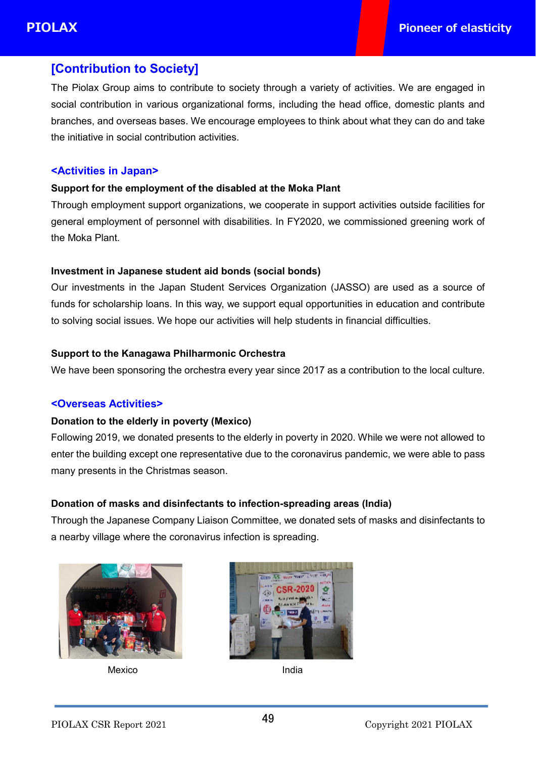## [Contribution to Society]

The Piolax Group aims to contribute to society through a variety of activities. We are engaged in social contribution in various organizational forms, including the head office, domestic plants and branches, and overseas bases. We encourage employees to think about what they can do and take the initiative in social contribution activities.

### <Activities in Japan>

**Support for the employment of the disabled at the Moka Plant**

Through employment support organizations, we cooperate in support activities outside facilities for general employment of personnel with disabilities. In FY2020, we commissioned greening work of the Moka Plant.

**Investment in Japanese student aid bonds (social bonds)**

Our investments in the Japan Student Services Organization (JASSO) are used as a source of funds for scholarship loans. In this way, we support equal opportunities in education and contribute to solving social issues. We hope our activities will help students in financial difficulties.

**Support to the Kanagawa Philharmonic Orchestra**

We have been sponsoring the orchestra every year since 2017 as a contribution to the local culture.

### <Overseas Activities>

**Donation to the elderly in poverty (Mexico)**

Following 2019, we donated presents to the elderly in poverty in 2020. While we were not allowed to enter the building except one representative due to the coronavirus pandemic, we were able to pass many presents in the Christmas season.

**Donation of masks and disinfectants to infection-spreading areas (India)**

Through the Japanese Company Liaison Committee, we donated sets of masks and disinfectants to a nearby village where the coronavirus infection is spreading.

Mexico

India